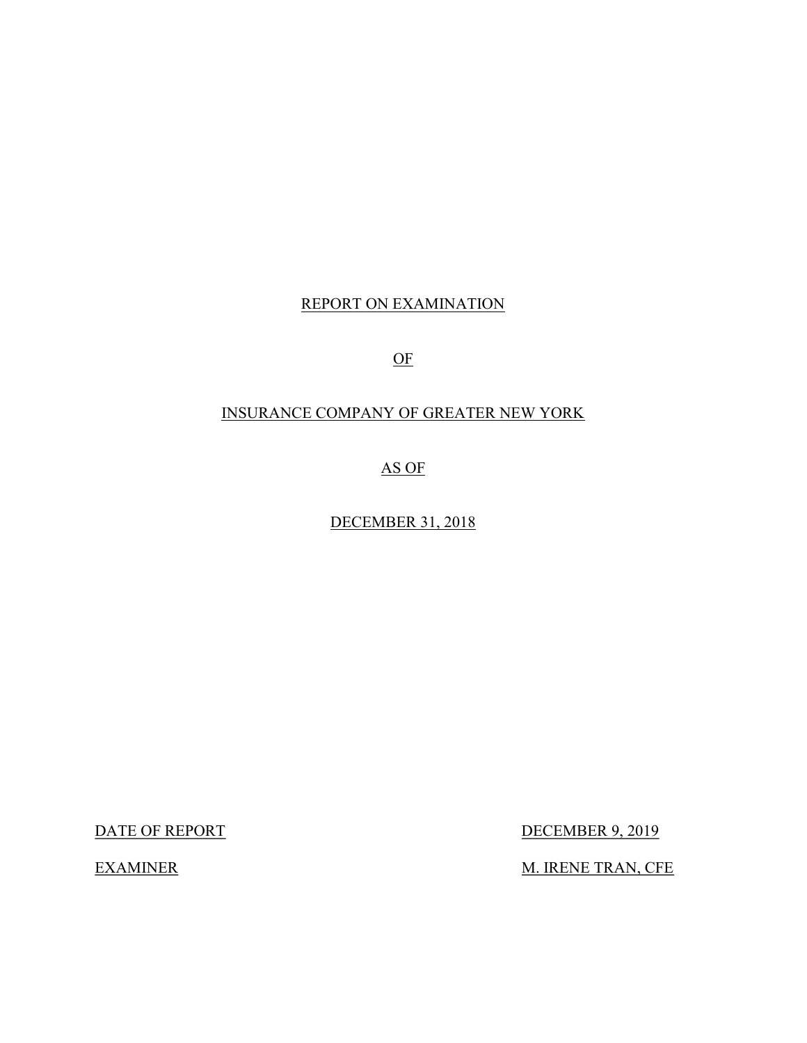REPORT ON EXAMINATION

OF

INSURANCE COMPANY OF GREATER NEW YORK

AS OF

DECEMBER 31, 2018

| DATE OF REPORT | DECEMBER 9, 2019 |
|---|---|
| EXAMINER | M. IRENE TRAN, CFE |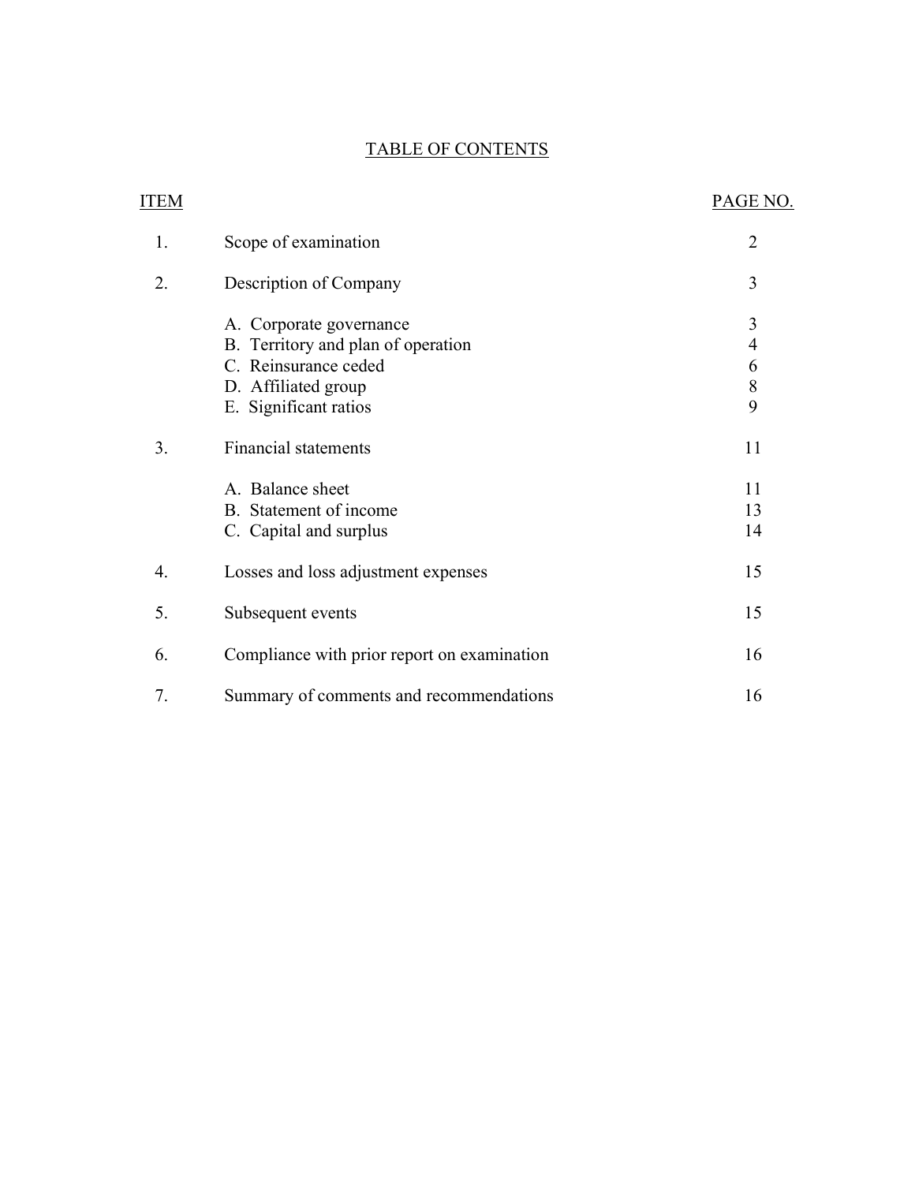# TABLE OF CONTENTS

| ITEM | | PAGE NO. |
|---|---|---|
| 1. | Scope of examination | 2 |
| 2. | Description of Company | 3 |
| | A. Corporate governance | 3 |
| | B. Territory and plan of operation | 4 |
| | C. Reinsurance ceded | 6 |
| | D. Affiliated group | 8 |
| | E. Significant ratios | 9 |
| 3. | Financial statements | 11 |
| | A. Balance sheet | 11 |
| | B. Statement of income | 13 |
| | C. Capital and surplus | 14 |
| 4. | Losses and loss adjustment expenses | 15 |
| 5. | Subsequent events | 15 |
| 6. | Compliance with prior report on examination | 16 |
| 7. | Summary of comments and recommendations | 16 |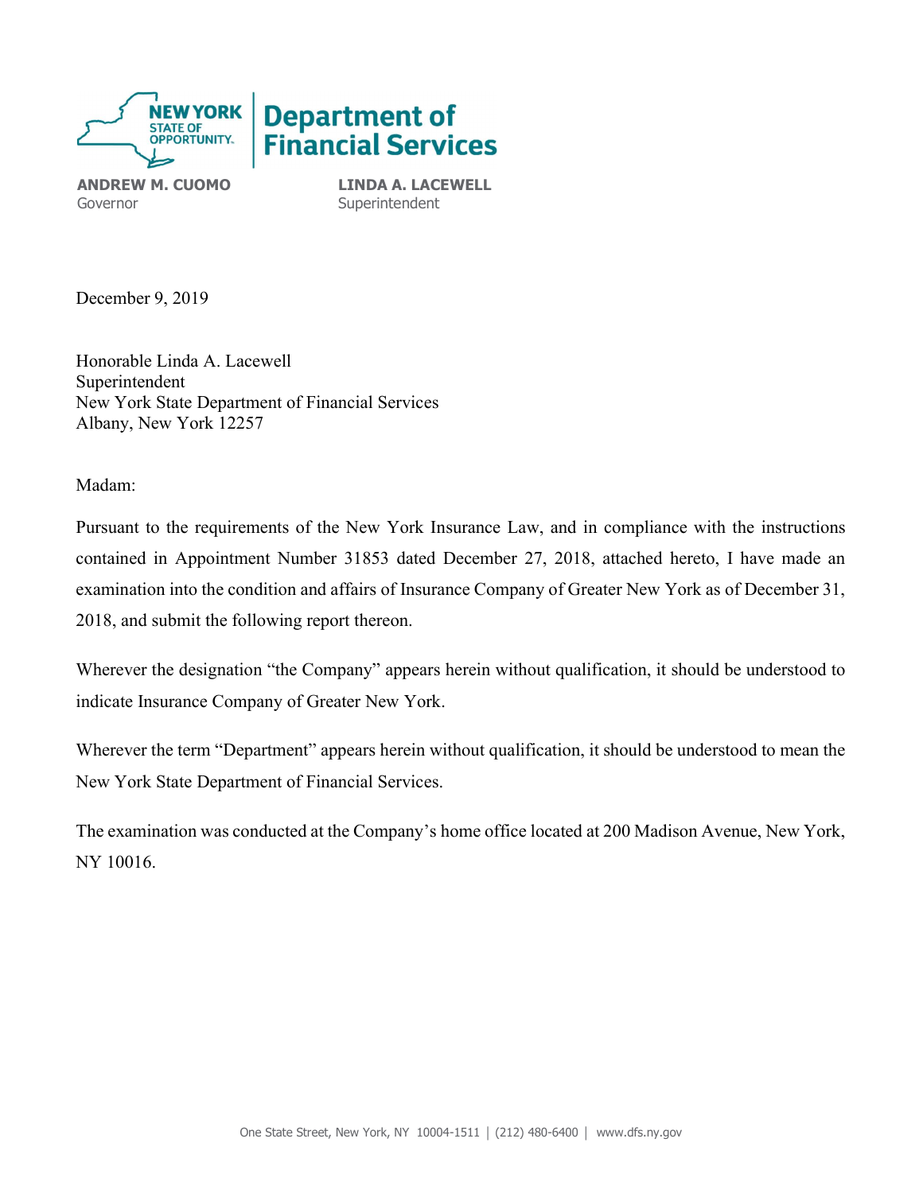**NEW YORK STATE OF OPPORTUNITY** | **Department of Financial Services**

**ANDREW M. CUOMO**
Governor

**LINDA A. LACEWELL**
Superintendent

December 9, 2019

Honorable Linda A. Lacewell
Superintendent
New York State Department of Financial Services
Albany, New York 12257

Madam:

Pursuant to the requirements of the New York Insurance Law, and in compliance with the instructions contained in Appointment Number 31853 dated December 27, 2018, attached hereto, I have made an examination into the condition and affairs of Insurance Company of Greater New York as of December 31, 2018, and submit the following report thereon.

Wherever the designation "the Company" appears herein without qualification, it should be understood to indicate Insurance Company of Greater New York.

Wherever the term "Department" appears herein without qualification, it should be understood to mean the New York State Department of Financial Services.

The examination was conducted at the Company's home office located at 200 Madison Avenue, New York, NY 10016.

One State Street, New York, NY 10004-1511 | (212) 480-6400 | www.dfs.ny.gov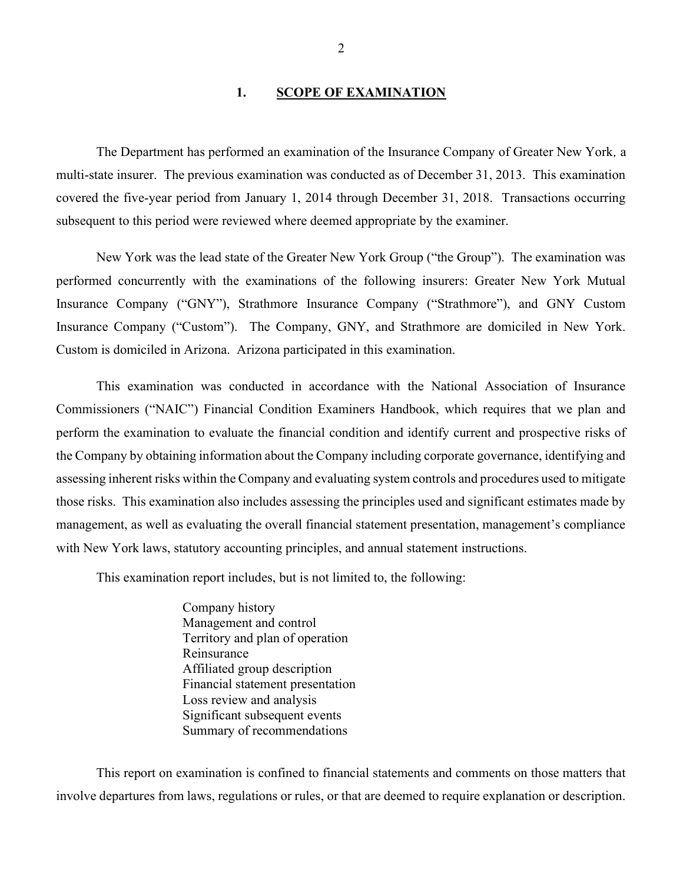## 1. SCOPE OF EXAMINATION

The Department has performed an examination of the Insurance Company of Greater New York*,* a multi-state insurer. The previous examination was conducted as of December 31, 2013. This examination covered the five-year period from January 1, 2014 through December 31, 2018. Transactions occurring subsequent to this period were reviewed where deemed appropriate by the examiner.

New York was the lead state of the Greater New York Group ("the Group"). The examination was performed concurrently with the examinations of the following insurers: Greater New York Mutual Insurance Company ("GNY"), Strathmore Insurance Company ("Strathmore"), and GNY Custom Insurance Company ("Custom"). The Company, GNY, and Strathmore are domiciled in New York. Custom is domiciled in Arizona. Arizona participated in this examination.

This examination was conducted in accordance with the National Association of Insurance Commissioners ("NAIC") Financial Condition Examiners Handbook, which requires that we plan and perform the examination to evaluate the financial condition and identify current and prospective risks of the Company by obtaining information about the Company including corporate governance, identifying and assessing inherent risks within the Company and evaluating system controls and procedures used to mitigate those risks. This examination also includes assessing the principles used and significant estimates made by management, as well as evaluating the overall financial statement presentation, management's compliance with New York laws, statutory accounting principles, and annual statement instructions.

This examination report includes, but is not limited to, the following:

- Company history
- Management and control
- Territory and plan of operation
- Reinsurance
- Affiliated group description
- Financial statement presentation
- Loss review and analysis
- Significant subsequent events
- Summary of recommendations

This report on examination is confined to financial statements and comments on those matters that involve departures from laws, regulations or rules, or that are deemed to require explanation or description.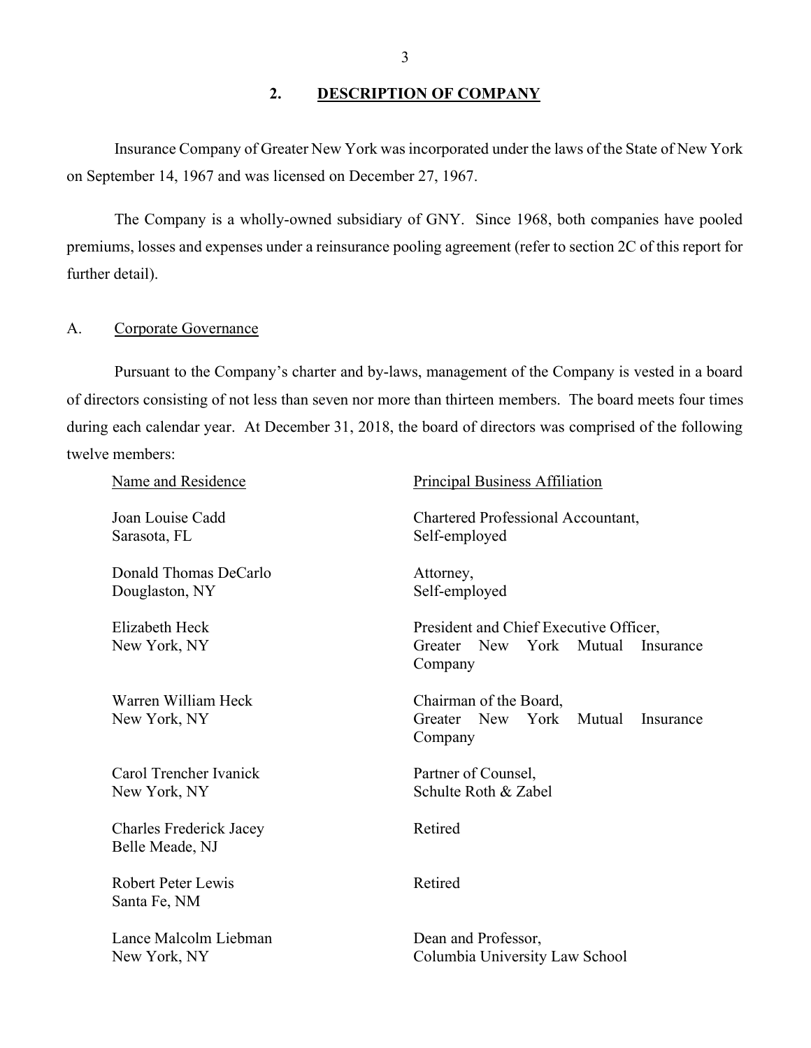## 2. DESCRIPTION OF COMPANY

Insurance Company of Greater New York was incorporated under the laws of the State of New York on September 14, 1967 and was licensed on December 27, 1967.

The Company is a wholly-owned subsidiary of GNY. Since 1968, both companies have pooled premiums, losses and expenses under a reinsurance pooling agreement (refer to section 2C of this report for further detail).

### A. Corporate Governance

Pursuant to the Company's charter and by-laws, management of the Company is vested in a board of directors consisting of not less than seven nor more than thirteen members. The board meets four times during each calendar year. At December 31, 2018, the board of directors was comprised of the following twelve members:

| Name and Residence | Principal Business Affiliation |
|---|---|
| Joan Louise Cadd<br>Sarasota, FL | Chartered Professional Accountant,<br>Self-employed |
| Donald Thomas DeCarlo<br>Douglaston, NY | Attorney,<br>Self-employed |
| Elizabeth Heck<br>New York, NY | President and Chief Executive Officer,<br>Greater New York Mutual Insurance Company |
| Warren William Heck<br>New York, NY | Chairman of the Board,<br>Greater New York Mutual Insurance Company |
| Carol Trencher Ivanick<br>New York, NY | Partner of Counsel,<br>Schulte Roth & Zabel |
| Charles Frederick Jacey<br>Belle Meade, NJ | Retired |
| Robert Peter Lewis<br>Santa Fe, NM | Retired |
| Lance Malcolm Liebman<br>New York, NY | Dean and Professor,<br>Columbia University Law School |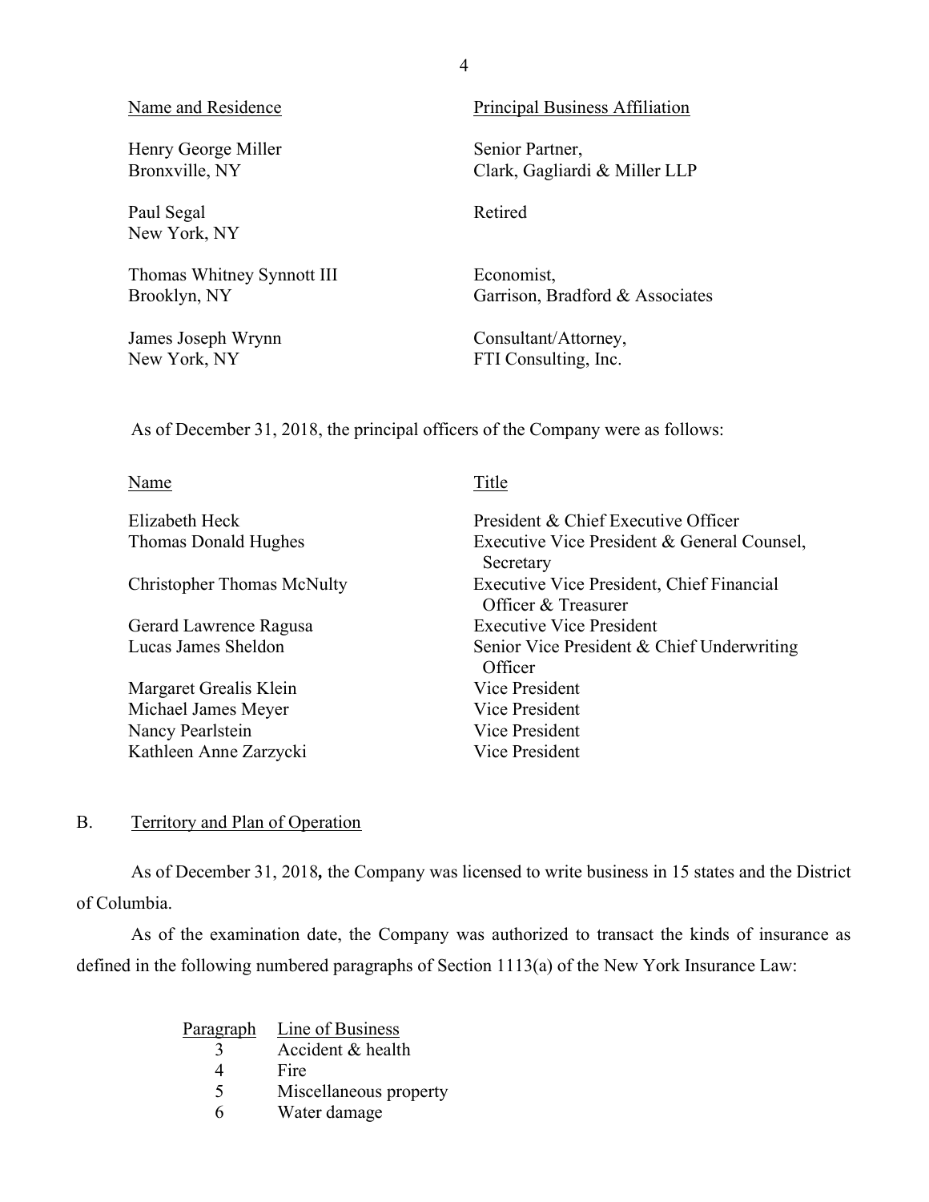| Name and Residence | Principal Business Affiliation |
|---|---|
| Henry George Miller<br>Bronxville, NY | Senior Partner,<br>Clark, Gagliardi & Miller LLP |
| Paul Segal<br>New York, NY | Retired |
| Thomas Whitney Synnott III<br>Brooklyn, NY | Economist,<br>Garrison, Bradford & Associates |
| James Joseph Wrynn<br>New York, NY | Consultant/Attorney,<br>FTI Consulting, Inc. |

As of December 31, 2018, the principal officers of the Company were as follows:

| Name | Title |
|---|---|
| Elizabeth Heck | President & Chief Executive Officer |
| Thomas Donald Hughes | Executive Vice President & General Counsel, Secretary |
| Christopher Thomas McNulty | Executive Vice President, Chief Financial Officer & Treasurer |
| Gerard Lawrence Ragusa | Executive Vice President |
| Lucas James Sheldon | Senior Vice President & Chief Underwriting Officer |
| Margaret Grealis Klein | Vice President |
| Michael James Meyer | Vice President |
| Nancy Pearlstein | Vice President |
| Kathleen Anne Zarzycki | Vice President |

## B. Territory and Plan of Operation

As of December 31, 2018**,** the Company was licensed to write business in 15 states and the District of Columbia.

As of the examination date, the Company was authorized to transact the kinds of insurance as defined in the following numbered paragraphs of Section 1113(a) of the New York Insurance Law:

| Paragraph | Line of Business |
|---|---|
| 3 | Accident & health |
| 4 | Fire |
| 5 | Miscellaneous property |
| 6 | Water damage |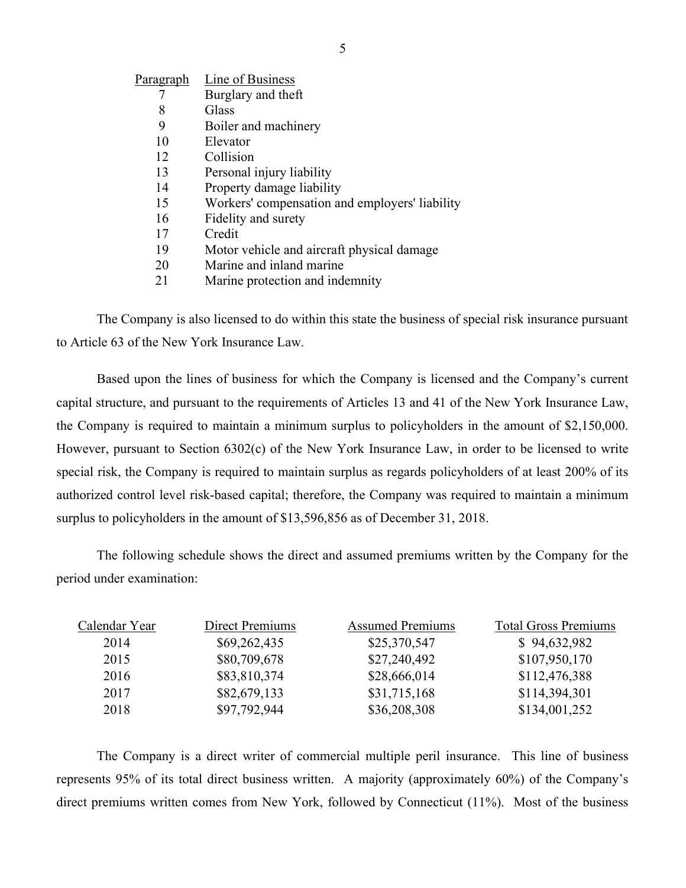| Paragraph | Line of Business |
|---|---|
| 7 | Burglary and theft |
| 8 | Glass |
| 9 | Boiler and machinery |
| 10 | Elevator |
| 12 | Collision |
| 13 | Personal injury liability |
| 14 | Property damage liability |
| 15 | Workers' compensation and employers' liability |
| 16 | Fidelity and surety |
| 17 | Credit |
| 19 | Motor vehicle and aircraft physical damage |
| 20 | Marine and inland marine |
| 21 | Marine protection and indemnity |

The Company is also licensed to do within this state the business of special risk insurance pursuant to Article 63 of the New York Insurance Law.

Based upon the lines of business for which the Company is licensed and the Company's current capital structure, and pursuant to the requirements of Articles 13 and 41 of the New York Insurance Law, the Company is required to maintain a minimum surplus to policyholders in the amount of $2,150,000. However, pursuant to Section 6302(c) of the New York Insurance Law, in order to be licensed to write special risk, the Company is required to maintain surplus as regards policyholders of at least 200% of its authorized control level risk-based capital; therefore, the Company was required to maintain a minimum surplus to policyholders in the amount of $13,596,856 as of December 31, 2018.

The following schedule shows the direct and assumed premiums written by the Company for the period under examination:

| Calendar Year | Direct Premiums | Assumed Premiums | Total Gross Premiums |
|---|---|---|---|
| 2014 | $69,262,435 | $25,370,547 | $ 94,632,982 |
| 2015 | $80,709,678 | $27,240,492 | $107,950,170 |
| 2016 | $83,810,374 | $28,666,014 | $112,476,388 |
| 2017 | $82,679,133 | $31,715,168 | $114,394,301 |
| 2018 | $97,792,944 | $36,208,308 | $134,001,252 |

The Company is a direct writer of commercial multiple peril insurance. This line of business represents 95% of its total direct business written. A majority (approximately 60%) of the Company's direct premiums written comes from New York, followed by Connecticut (11%). Most of the business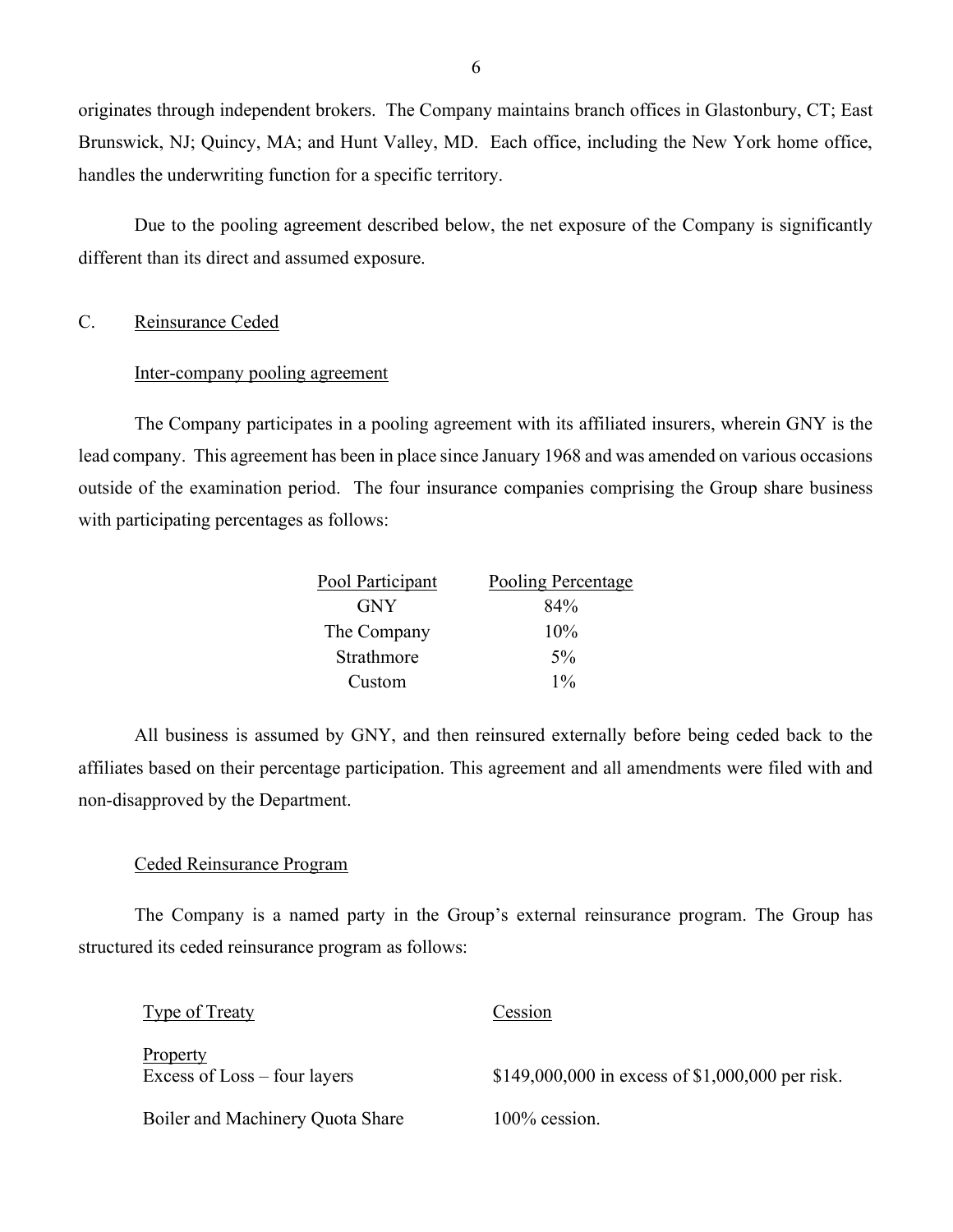originates through independent brokers. The Company maintains branch offices in Glastonbury, CT; East Brunswick, NJ; Quincy, MA; and Hunt Valley, MD. Each office, including the New York home office, handles the underwriting function for a specific territory.

Due to the pooling agreement described below, the net exposure of the Company is significantly different than its direct and assumed exposure.

## C. Reinsurance Ceded

### Inter-company pooling agreement

The Company participates in a pooling agreement with its affiliated insurers, wherein GNY is the lead company. This agreement has been in place since January 1968 and was amended on various occasions outside of the examination period. The four insurance companies comprising the Group share business with participating percentages as follows:

| Pool Participant | Pooling Percentage |
|---|---|
| GNY | 84% |
| The Company | 10% |
| Strathmore | 5% |
| Custom | 1% |

All business is assumed by GNY, and then reinsured externally before being ceded back to the affiliates based on their percentage participation. This agreement and all amendments were filed with and non-disapproved by the Department.

### Ceded Reinsurance Program

The Company is a named party in the Group's external reinsurance program. The Group has structured its ceded reinsurance program as follows:

| Type of Treaty | Cession |
|---|---|
| Property | |
| Excess of Loss – four layers | $149,000,000 in excess of $1,000,000 per risk. |
| Boiler and Machinery Quota Share | 100% cession. |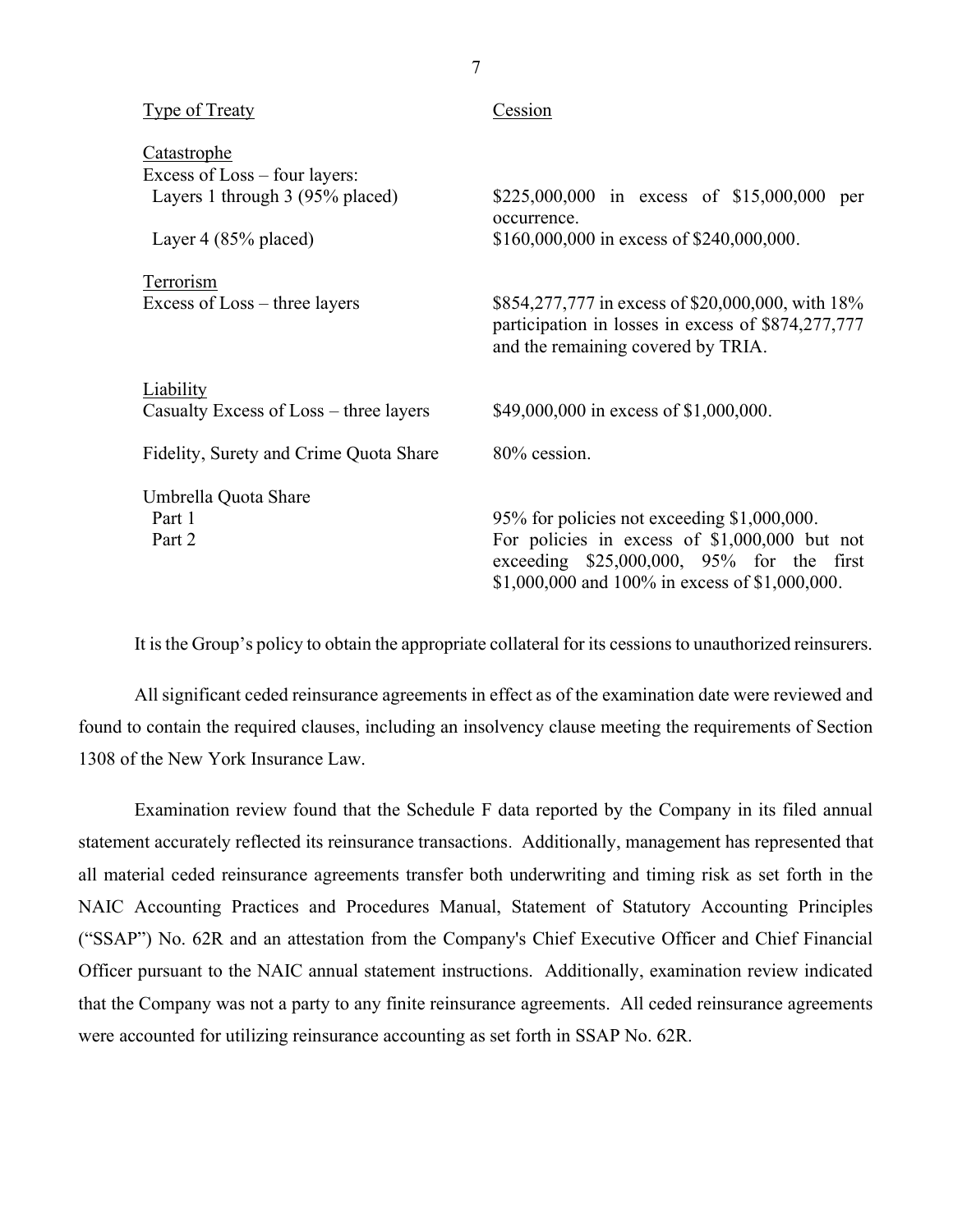| Type of Treaty | Cession |
|---|---|
| Catastrophe | |
| Excess of Loss – four layers: | |
| Layers 1 through 3 (95% placed) | $225,000,000 in excess of $15,000,000 per occurrence. |
| Layer 4 (85% placed) | $160,000,000 in excess of $240,000,000. |
| Terrorism | |
| Excess of Loss – three layers | $854,277,777 in excess of $20,000,000, with 18% participation in losses in excess of $874,277,777 and the remaining covered by TRIA. |
| Liability | |
| Casualty Excess of Loss – three layers | $49,000,000 in excess of $1,000,000. |
| Fidelity, Surety and Crime Quota Share | 80% cession. |
| Umbrella Quota Share | |
| Part 1 | 95% for policies not exceeding $1,000,000. |
| Part 2 | For policies in excess of $1,000,000 but not exceeding $25,000,000, 95% for the first $1,000,000 and 100% in excess of $1,000,000. |

It is the Group's policy to obtain the appropriate collateral for its cessions to unauthorized reinsurers.

All significant ceded reinsurance agreements in effect as of the examination date were reviewed and found to contain the required clauses, including an insolvency clause meeting the requirements of Section 1308 of the New York Insurance Law.

Examination review found that the Schedule F data reported by the Company in its filed annual statement accurately reflected its reinsurance transactions. Additionally, management has represented that all material ceded reinsurance agreements transfer both underwriting and timing risk as set forth in the NAIC Accounting Practices and Procedures Manual, Statement of Statutory Accounting Principles ("SSAP") No. 62R and an attestation from the Company's Chief Executive Officer and Chief Financial Officer pursuant to the NAIC annual statement instructions. Additionally, examination review indicated that the Company was not a party to any finite reinsurance agreements. All ceded reinsurance agreements were accounted for utilizing reinsurance accounting as set forth in SSAP No. 62R.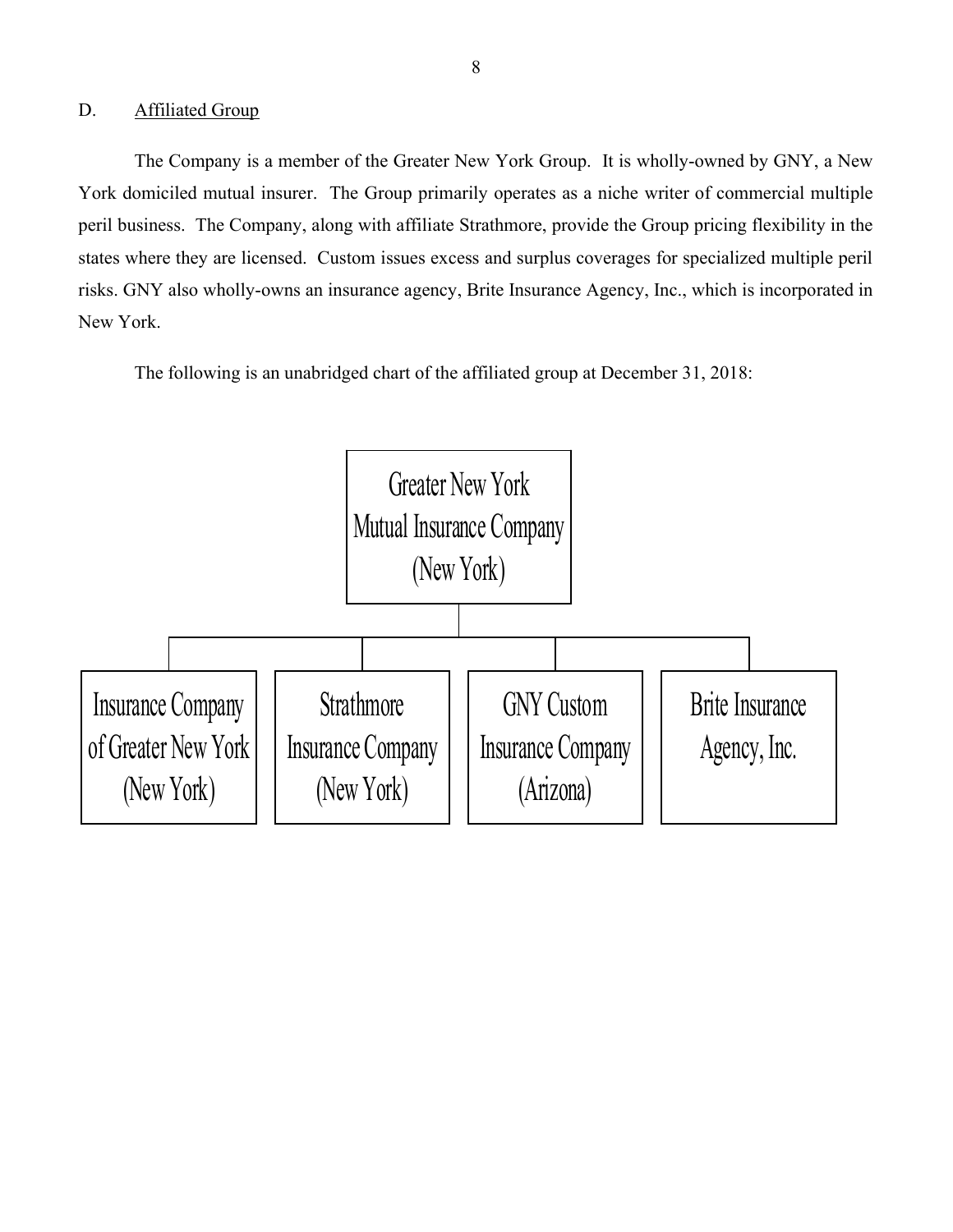D. Affiliated Group

The Company is a member of the Greater New York Group. It is wholly-owned by GNY, a New York domiciled mutual insurer. The Group primarily operates as a niche writer of commercial multiple peril business. The Company, along with affiliate Strathmore, provide the Group pricing flexibility in the states where they are licensed. Custom issues excess and surplus coverages for specialized multiple peril risks. GNY also wholly-owns an insurance agency, Brite Insurance Agency, Inc., which is incorporated in New York.

The following is an unabridged chart of the affiliated group at December 31, 2018:

- Greater New York Mutual Insurance Company (New York)
  - Insurance Company of Greater New York (New York)
  - Strathmore Insurance Company (New York)
  - GNY Custom Insurance Company (Arizona)
  - Brite Insurance Agency, Inc.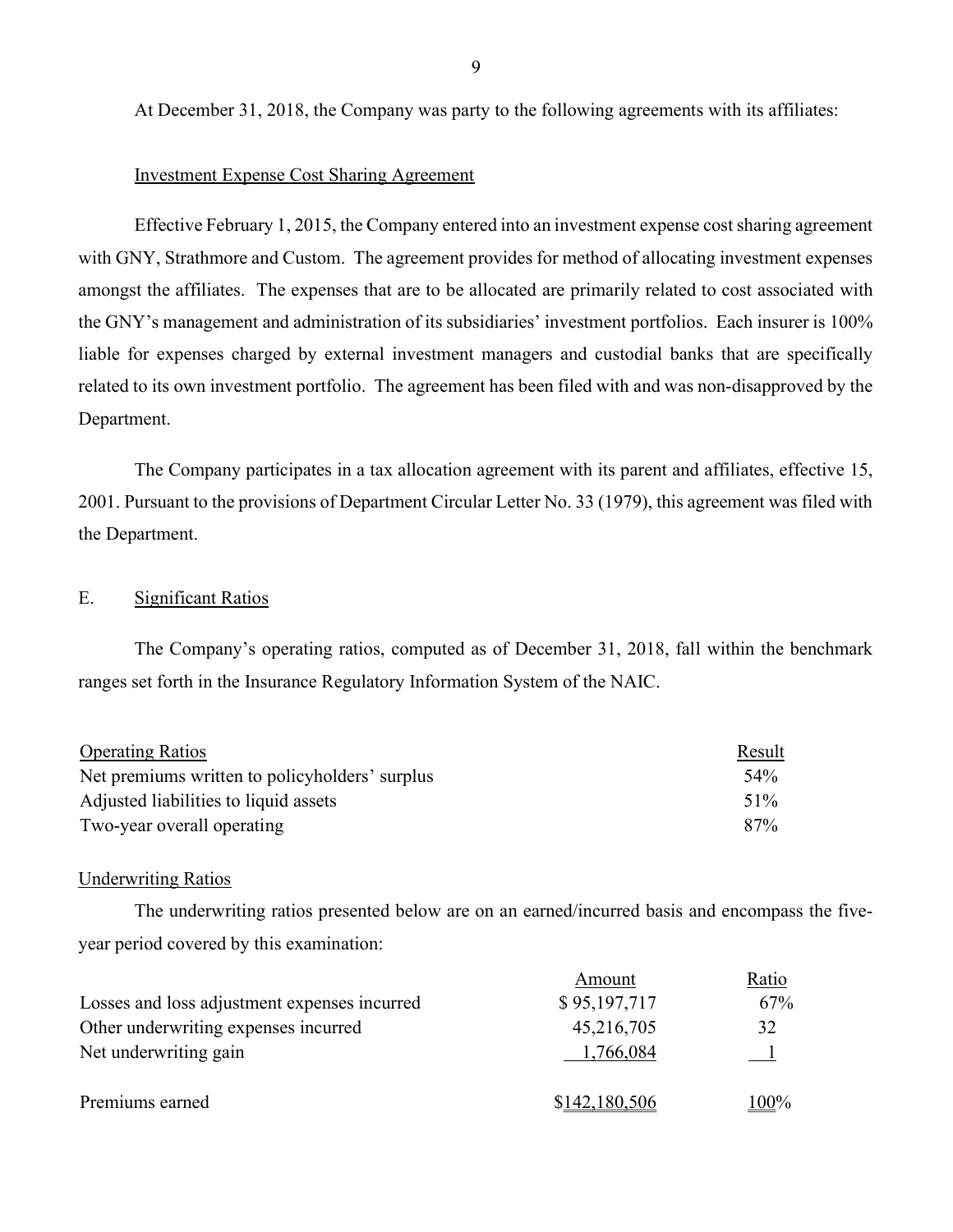At December 31, 2018, the Company was party to the following agreements with its affiliates:

Investment Expense Cost Sharing Agreement

Effective February 1, 2015, the Company entered into an investment expense cost sharing agreement with GNY, Strathmore and Custom. The agreement provides for method of allocating investment expenses amongst the affiliates. The expenses that are to be allocated are primarily related to cost associated with the GNY's management and administration of its subsidiaries' investment portfolios. Each insurer is 100% liable for expenses charged by external investment managers and custodial banks that are specifically related to its own investment portfolio. The agreement has been filed with and was non-disapproved by the Department.

The Company participates in a tax allocation agreement with its parent and affiliates, effective 15, 2001. Pursuant to the provisions of Department Circular Letter No. 33 (1979), this agreement was filed with the Department.

## E. Significant Ratios

The Company's operating ratios, computed as of December 31, 2018, fall within the benchmark ranges set forth in the Insurance Regulatory Information System of the NAIC.

| Operating Ratios | Result |
|---|---|
| Net premiums written to policyholders' surplus | 54% |
| Adjusted liabilities to liquid assets | 51% |
| Two-year overall operating | 87% |

Underwriting Ratios

The underwriting ratios presented below are on an earned/incurred basis and encompass the five-year period covered by this examination:

| | Amount | Ratio |
|---|---|---|
| Losses and loss adjustment expenses incurred | $ 95,197,717 | 67% |
| Other underwriting expenses incurred | 45,216,705 | 32 |
| Net underwriting gain | 1,766,084 | 1 |
| Premiums earned | $142,180,506 | 100% |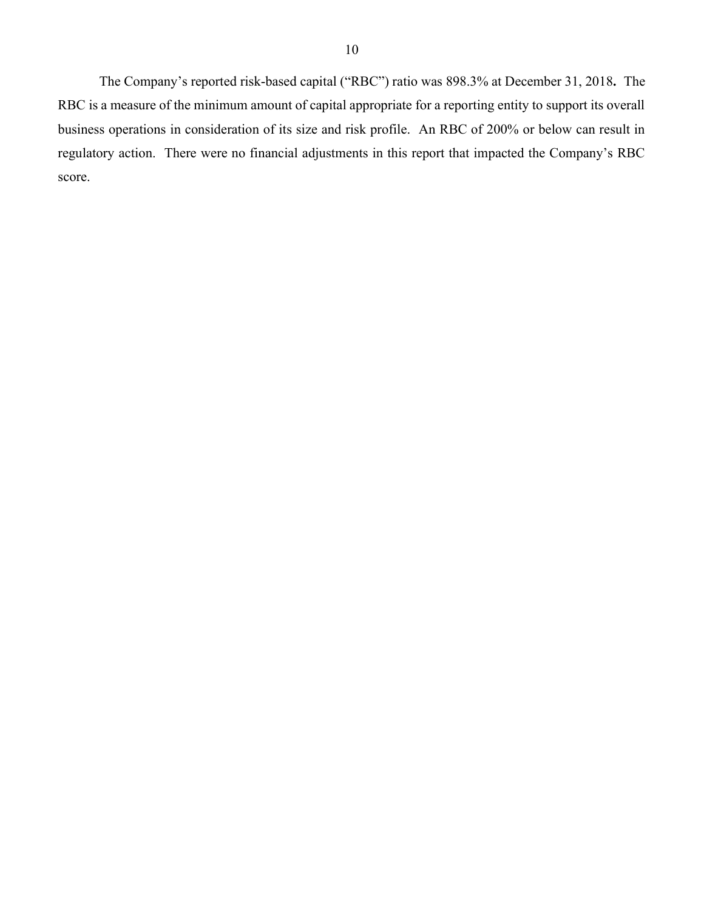The Company's reported risk-based capital ("RBC") ratio was 898.3% at December 31, 2018**.** The RBC is a measure of the minimum amount of capital appropriate for a reporting entity to support its overall business operations in consideration of its size and risk profile. An RBC of 200% or below can result in regulatory action. There were no financial adjustments in this report that impacted the Company's RBC score.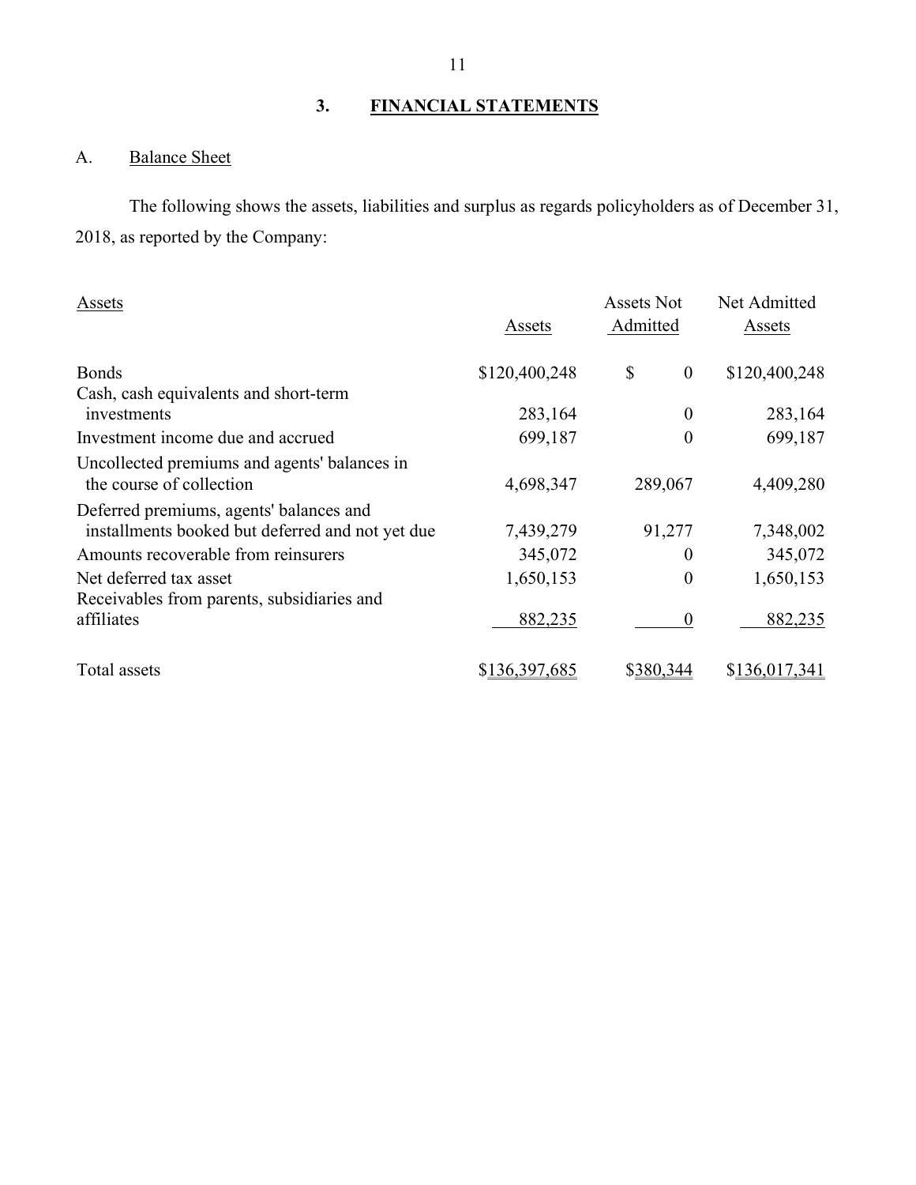## 3. FINANCIAL STATEMENTS

### A. Balance Sheet

The following shows the assets, liabilities and surplus as regards policyholders as of December 31, 2018, as reported by the Company:

| Assets | Assets | Assets Not Admitted | Net Admitted Assets |
|---|---|---|---|
| Bonds | $120,400,248 | $ 0 | $120,400,248 |
| Cash, cash equivalents and short-term investments | 283,164 | 0 | 283,164 |
| Investment income due and accrued | 699,187 | 0 | 699,187 |
| Uncollected premiums and agents' balances in the course of collection | 4,698,347 | 289,067 | 4,409,280 |
| Deferred premiums, agents' balances and installments booked but deferred and not yet due | 7,439,279 | 91,277 | 7,348,002 |
| Amounts recoverable from reinsurers | 345,072 | 0 | 345,072 |
| Net deferred tax asset | 1,650,153 | 0 | 1,650,153 |
| Receivables from parents, subsidiaries and affiliates | 882,235 | 0 | 882,235 |
| Total assets | $136,397,685 | $380,344 | $136,017,341 |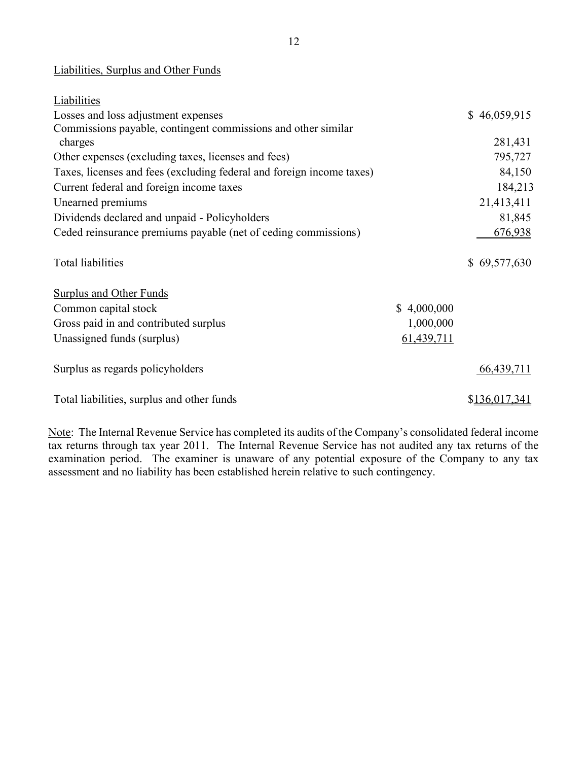Liabilities, Surplus and Other Funds

| | | |
|---|---|---|
| Liabilities | | |
| Losses and loss adjustment expenses | | $ 46,059,915 |
| Commissions payable, contingent commissions and other similar charges | | 281,431 |
| Other expenses (excluding taxes, licenses and fees) | | 795,727 |
| Taxes, licenses and fees (excluding federal and foreign income taxes) | | 84,150 |
| Current federal and foreign income taxes | | 184,213 |
| Unearned premiums | | 21,413,411 |
| Dividends declared and unpaid - Policyholders | | 81,845 |
| Ceded reinsurance premiums payable (net of ceding commissions) | | 676,938 |
| Total liabilities | | $ 69,577,630 |
| Surplus and Other Funds | | |
| Common capital stock | $ 4,000,000 | |
| Gross paid in and contributed surplus | 1,000,000 | |
| Unassigned funds (surplus) | 61,439,711 | |
| Surplus as regards policyholders | | 66,439,711 |
| Total liabilities, surplus and other funds | | $136,017,341 |

Note: The Internal Revenue Service has completed its audits of the Company's consolidated federal income tax returns through tax year 2011. The Internal Revenue Service has not audited any tax returns of the examination period. The examiner is unaware of any potential exposure of the Company to any tax assessment and no liability has been established herein relative to such contingency.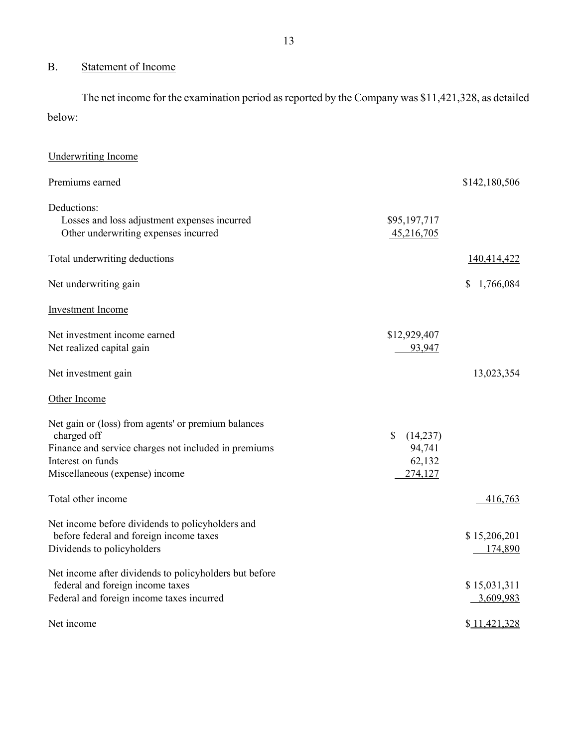## B. Statement of Income

The net income for the examination period as reported by the Company was $11,421,328, as detailed below:

| | | |
|---|---|---|
| Underwriting Income | | |
| Premiums earned | | $142,180,506 |
| Deductions: | | |
| Losses and loss adjustment expenses incurred | $95,197,717 | |
| Other underwriting expenses incurred | 45,216,705 | |
| Total underwriting deductions | | 140,414,422 |
| Net underwriting gain | | $ 1,766,084 |
| Investment Income | | |
| Net investment income earned | $12,929,407 | |
| Net realized capital gain | 93,947 | |
| Net investment gain | | 13,023,354 |
| Other Income | | |
| Net gain or (loss) from agents' or premium balances charged off | $ (14,237) | |
| Finance and service charges not included in premiums | 94,741 | |
| Interest on funds | 62,132 | |
| Miscellaneous (expense) income | 274,127 | |
| Total other income | | 416,763 |
| Net income before dividends to policyholders and before federal and foreign income taxes | | $ 15,206,201 |
| Dividends to policyholders | | 174,890 |
| Net income after dividends to policyholders but before federal and foreign income taxes | | $ 15,031,311 |
| Federal and foreign income taxes incurred | | 3,609,983 |
| Net income | | $ 11,421,328 |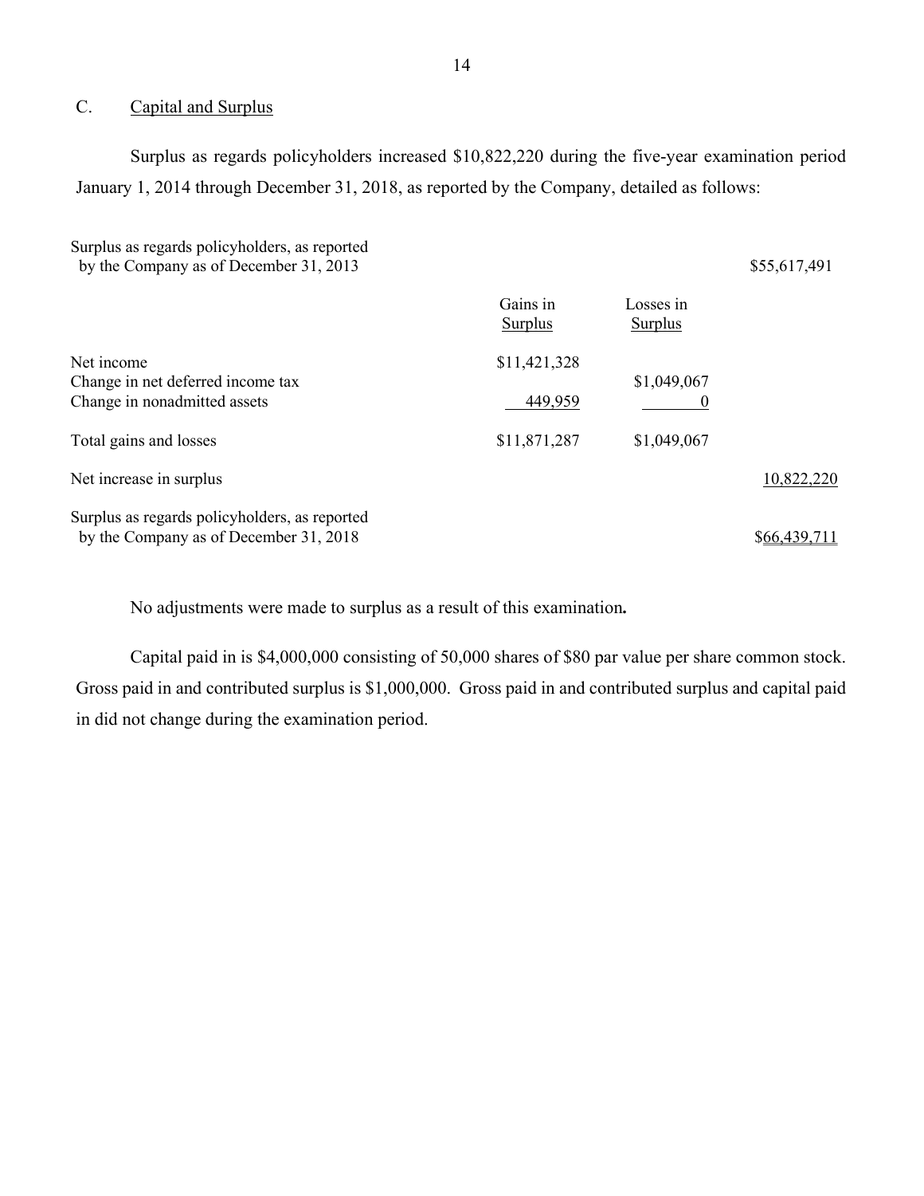## C. Capital and Surplus

Surplus as regards policyholders increased $10,822,220 during the five-year examination period January 1, 2014 through December 31, 2018, as reported by the Company, detailed as follows:

| | Gains in Surplus | Losses in Surplus | |
|---|---|---|---|
| Surplus as regards policyholders, as reported by the Company as of December 31, 2013 | | | $55,617,491 |
| Net income | $11,421,328 | | |
| Change in net deferred income tax | | $1,049,067 | |
| Change in nonadmitted assets | 449,959 | 0 | |
| Total gains and losses | $11,871,287 | $1,049,067 | |
| Net increase in surplus | | | 10,822,220 |
| Surplus as regards policyholders, as reported by the Company as of December 31, 2018 | | | $66,439,711 |

No adjustments were made to surplus as a result of this examination**.**

Capital paid in is $4,000,000 consisting of 50,000 shares of $80 par value per share common stock. Gross paid in and contributed surplus is $1,000,000. Gross paid in and contributed surplus and capital paid in did not change during the examination period.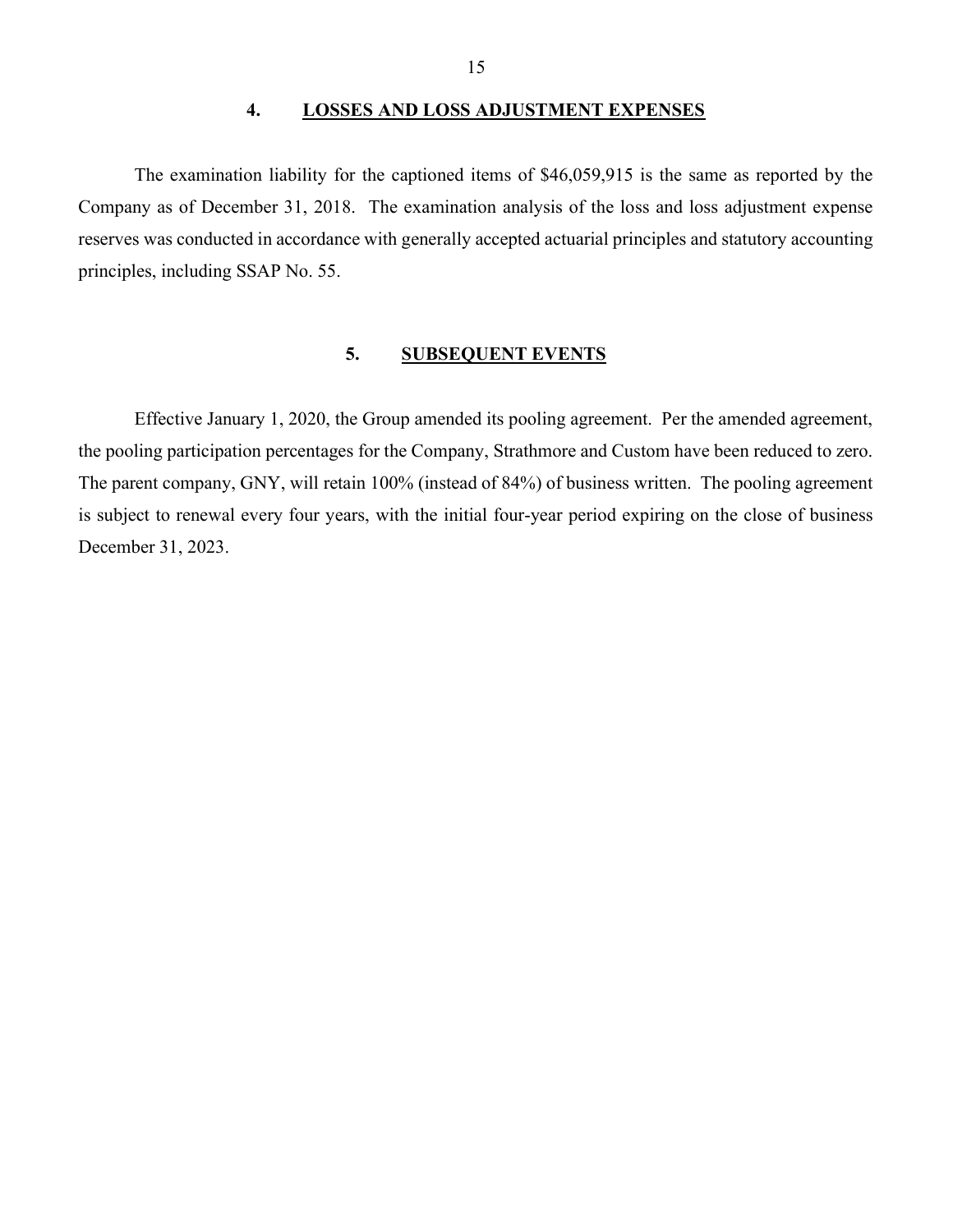## 4. LOSSES AND LOSS ADJUSTMENT EXPENSES

The examination liability for the captioned items of $46,059,915 is the same as reported by the Company as of December 31, 2018. The examination analysis of the loss and loss adjustment expense reserves was conducted in accordance with generally accepted actuarial principles and statutory accounting principles, including SSAP No. 55.

## 5. SUBSEQUENT EVENTS

Effective January 1, 2020, the Group amended its pooling agreement. Per the amended agreement, the pooling participation percentages for the Company, Strathmore and Custom have been reduced to zero. The parent company, GNY, will retain 100% (instead of 84%) of business written. The pooling agreement is subject to renewal every four years, with the initial four-year period expiring on the close of business December 31, 2023.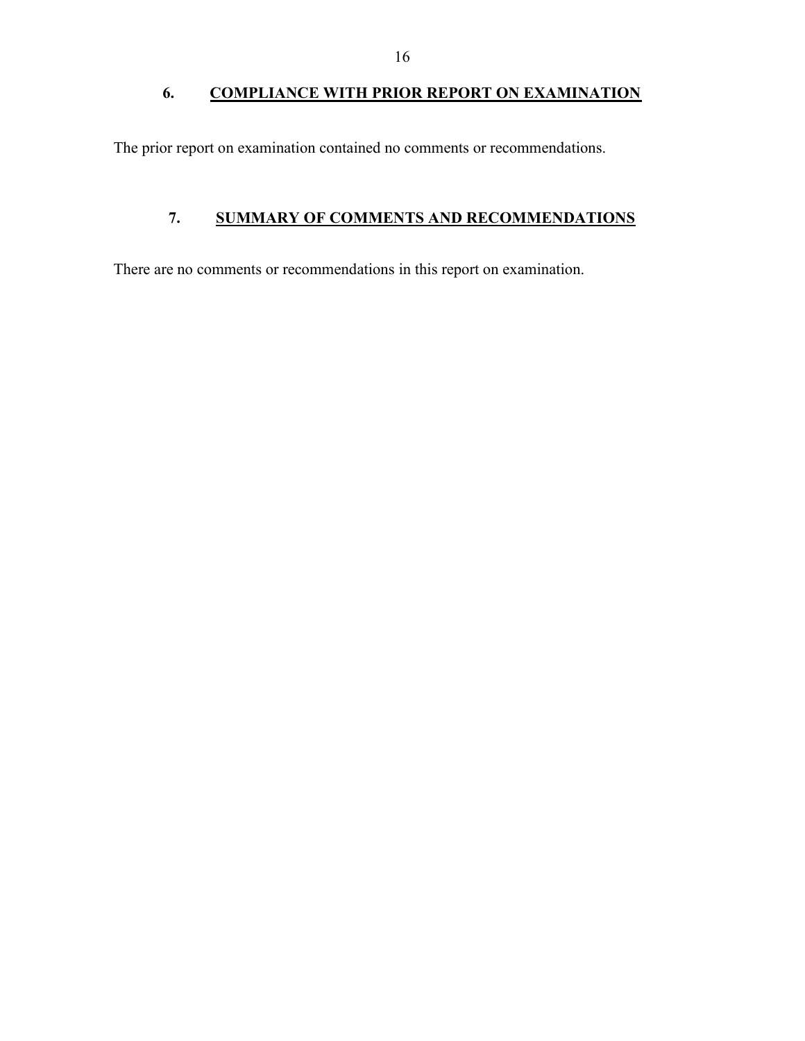## 6. COMPLIANCE WITH PRIOR REPORT ON EXAMINATION

The prior report on examination contained no comments or recommendations.

## 7. SUMMARY OF COMMENTS AND RECOMMENDATIONS

There are no comments or recommendations in this report on examination.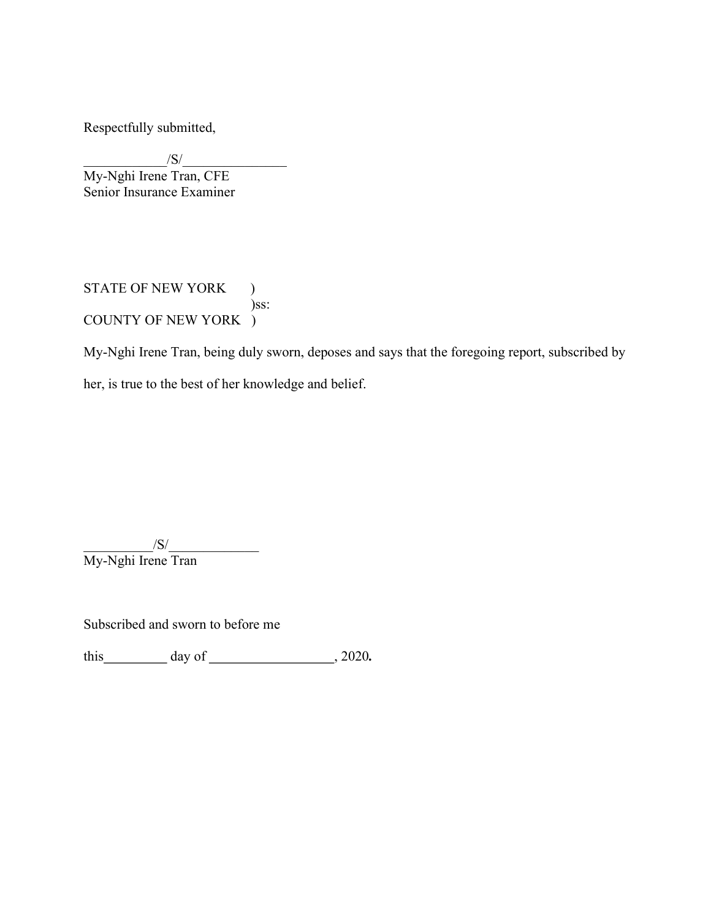Respectfully submitted,

____________/S/_______________
My-Nghi Irene Tran, CFE
Senior Insurance Examiner

STATE OF NEW YORK )
)ss:
COUNTY OF NEW YORK )

My-Nghi Irene Tran, being duly sworn, deposes and says that the foregoing report, subscribed by her, is true to the best of her knowledge and belief.

__________/S/_____________
My-Nghi Irene Tran

Subscribed and sworn to before me

this_________ day of __________________, 2020**.**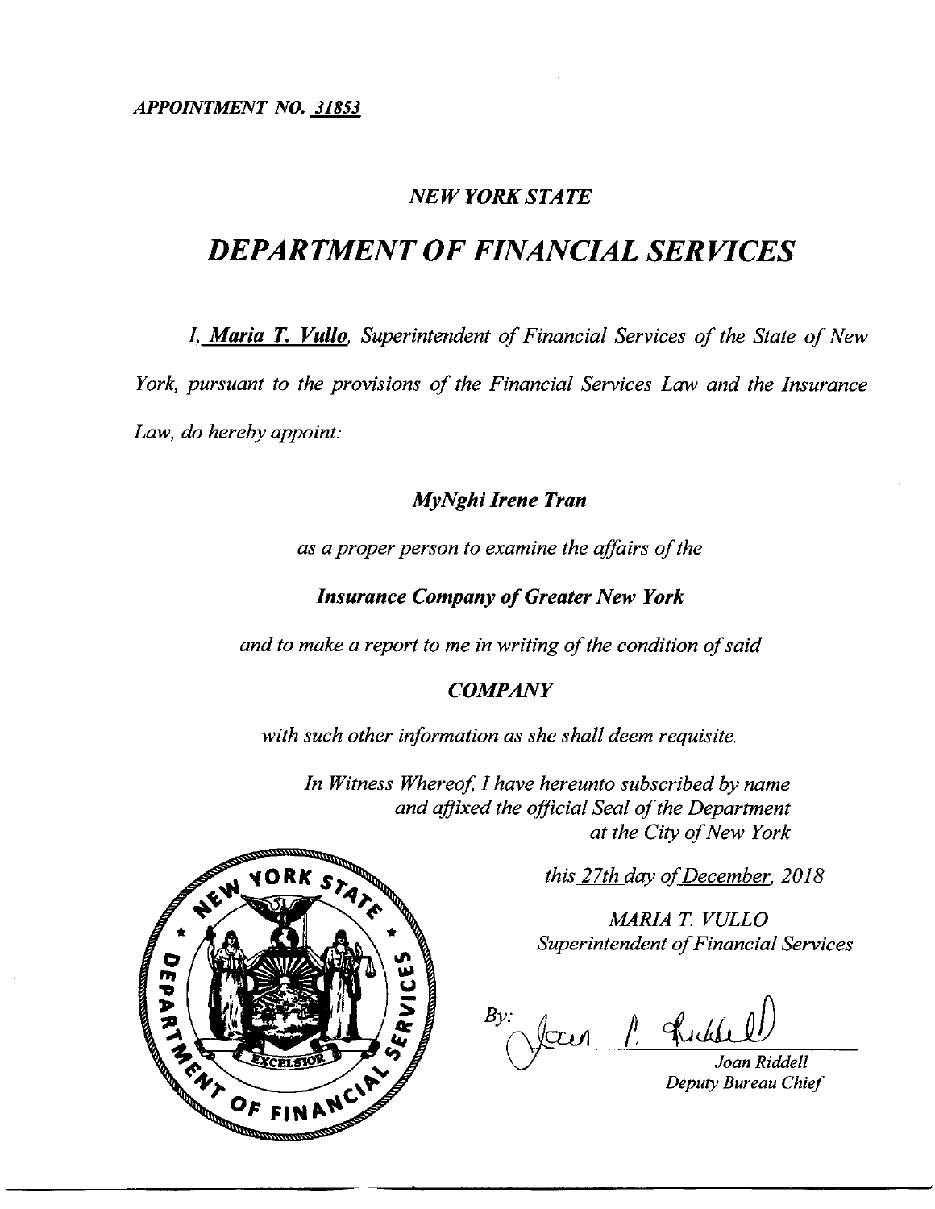*APPOINTMENT NO. 31853*

*NEW YORK STATE*

# *DEPARTMENT OF FINANCIAL SERVICES*

*I, **Maria T. Vullo**, Superintendent of Financial Services of the State of New York, pursuant to the provisions of the Financial Services Law and the Insurance Law, do hereby appoint:*

***MyNghi Irene Tran***

*as a proper person to examine the affairs of the*

***Insurance Company of Greater New York***

*and to make a report to me in writing of the condition of said*

***COMPANY***

*with such other information as she shall deem requisite.*

*In Witness Whereof, I have hereunto subscribed by name and affixed the official Seal of the Department at the City of New York*

*this 27th day of December, 2018*

*MARIA T. VULLO*
*Superintendent of Financial Services*

*By:*

*Joan Riddell*
*Deputy Bureau Chief*

NEW YORK STATE DEPARTMENT OF FINANCIAL SERVICES
EXCELSIOR